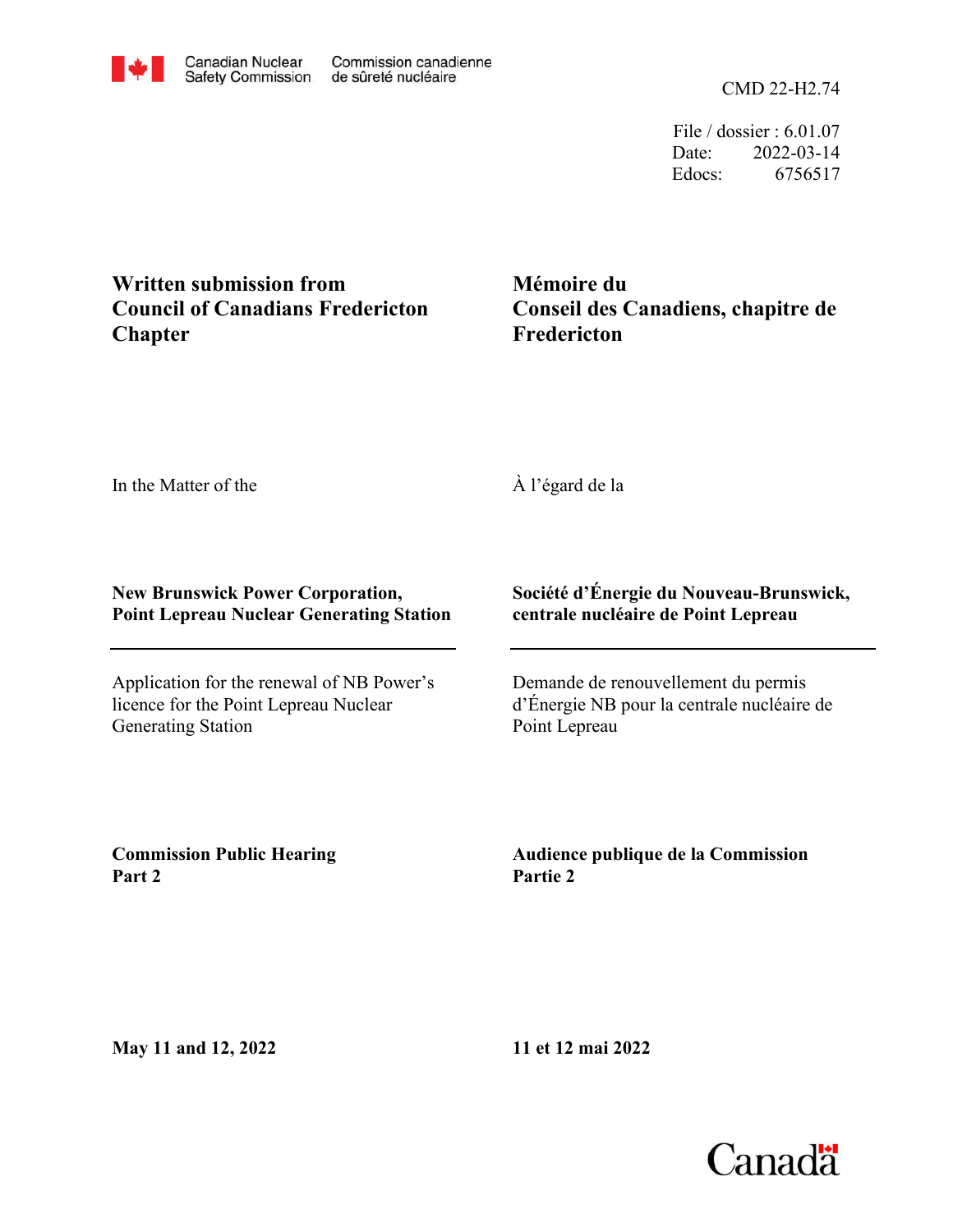Canadian Nuclear Safety Commission / Commission canadienne de sûreté nucléaire

CMD 22-H2.74

File / dossier : 6.01.07
Date: 2022-03-14
Edocs: 6756517

**Written submission from Council of Canadians Fredericton Chapter**

**Mémoire du Conseil des Canadiens, chapitre de Fredericton**

In the Matter of the

À l'égard de la

**New Brunswick Power Corporation, Point Lepreau Nuclear Generating Station**

**Société d'Énergie du Nouveau-Brunswick, centrale nucléaire de Point Lepreau**

Application for the renewal of NB Power's licence for the Point Lepreau Nuclear Generating Station

Demande de renouvellement du permis d'Énergie NB pour la centrale nucléaire de Point Lepreau

**Commission Public Hearing Part 2**

**Audience publique de la Commission Partie 2**

**May 11 and 12, 2022**

**11 et 12 mai 2022**

Canada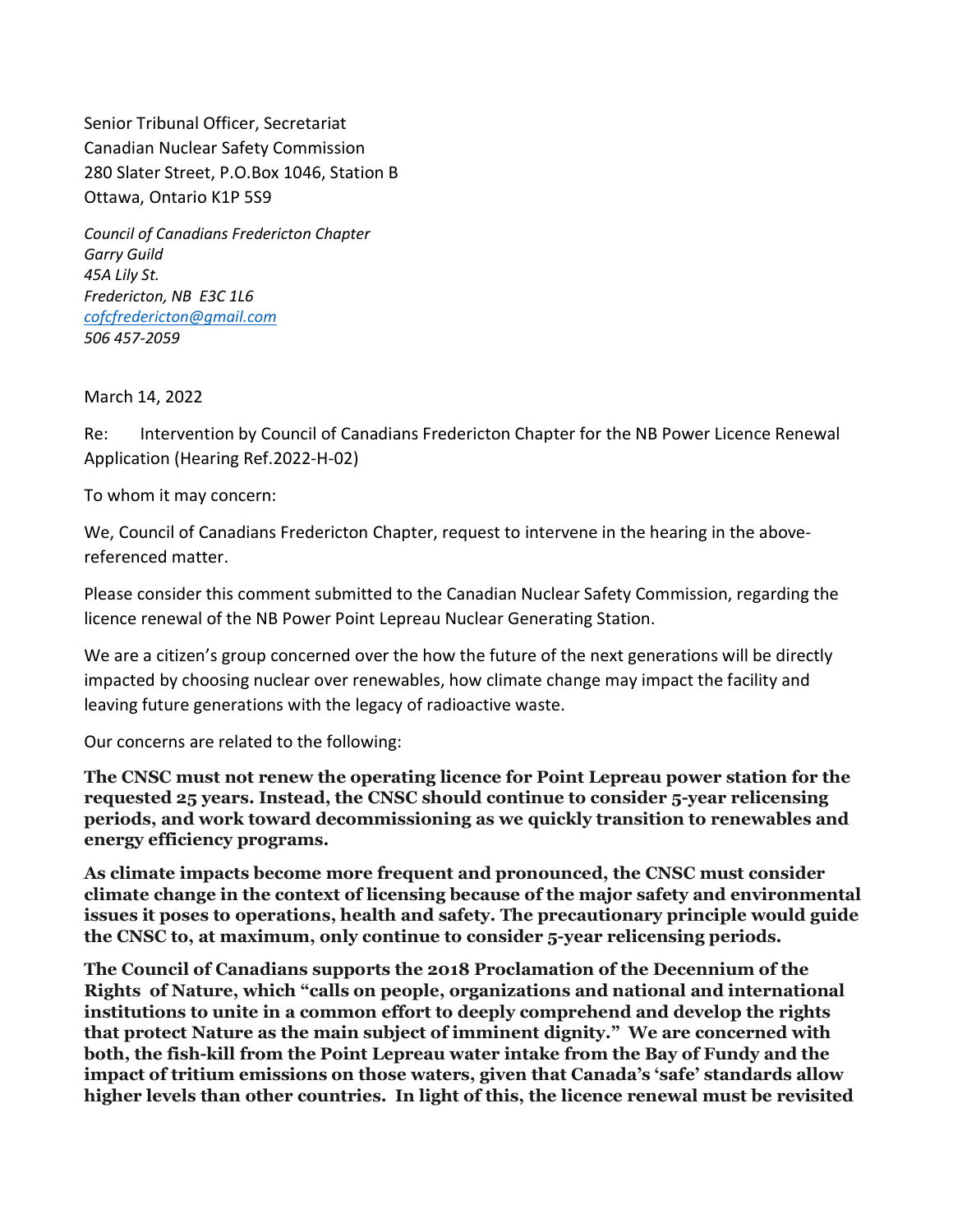Senior Tribunal Officer, Secretariat
Canadian Nuclear Safety Commission
280 Slater Street, P.O.Box 1046, Station B
Ottawa, Ontario K1P 5S9

*Council of Canadians Fredericton Chapter*
*Garry Guild*
*45A Lily St.*
*Fredericton, NB E3C 1L6*
*cofcfredericton@gmail.com*
*506 457-2059*

March 14, 2022

Re: Intervention by Council of Canadians Fredericton Chapter for the NB Power Licence Renewal Application (Hearing Ref.2022-H-02)

To whom it may concern:

We, Council of Canadians Fredericton Chapter, request to intervene in the hearing in the above-referenced matter.

Please consider this comment submitted to the Canadian Nuclear Safety Commission, regarding the licence renewal of the NB Power Point Lepreau Nuclear Generating Station.

We are a citizen's group concerned over the how the future of the next generations will be directly impacted by choosing nuclear over renewables, how climate change may impact the facility and leaving future generations with the legacy of radioactive waste.

Our concerns are related to the following:

**The CNSC must not renew the operating licence for Point Lepreau power station for the requested 25 years. Instead, the CNSC should continue to consider 5-year relicensing periods, and work toward decommissioning as we quickly transition to renewables and energy efficiency programs.**

**As climate impacts become more frequent and pronounced, the CNSC must consider climate change in the context of licensing because of the major safety and environmental issues it poses to operations, health and safety. The precautionary principle would guide the CNSC to, at maximum, only continue to consider 5-year relicensing periods.**

**The Council of Canadians supports the 2018 Proclamation of the Decennium of the Rights of Nature, which "calls on people, organizations and national and international institutions to unite in a common effort to deeply comprehend and develop the rights that protect Nature as the main subject of imminent dignity." We are concerned with both, the fish-kill from the Point Lepreau water intake from the Bay of Fundy and the impact of tritium emissions on those waters, given that Canada's 'safe' standards allow higher levels than other countries. In light of this, the licence renewal must be revisited**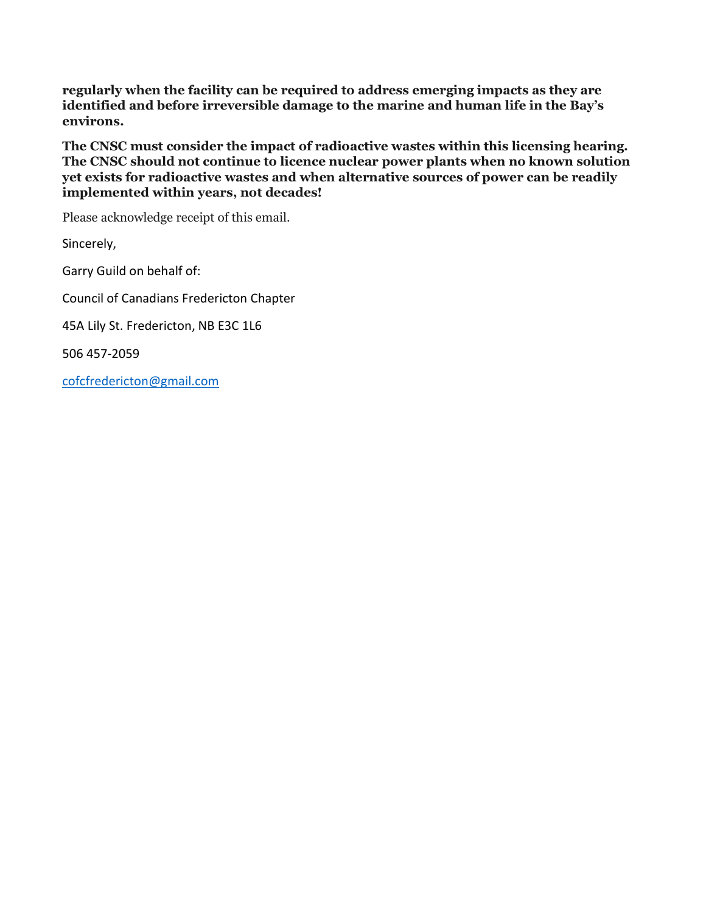**regularly when the facility can be required to address emerging impacts as they are identified and before irreversible damage to the marine and human life in the Bay's environs.**

**The CNSC must consider the impact of radioactive wastes within this licensing hearing. The CNSC should not continue to licence nuclear power plants when no known solution yet exists for radioactive wastes and when alternative sources of power can be readily implemented within years, not decades!**

Please acknowledge receipt of this email.

Sincerely,

Garry Guild on behalf of:

Council of Canadians Fredericton Chapter

45A Lily St. Fredericton, NB E3C 1L6

506 457-2059

cofcfredericton@gmail.com